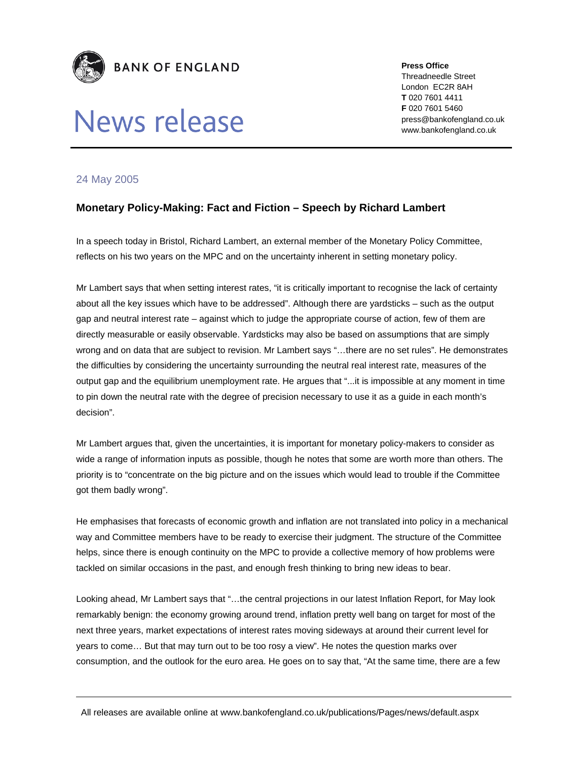BANK OF ENGLAND

# News release

**Press Office**
Threadneedle Street
London EC2R 8AH
**T** 020 7601 4411
**F** 020 7601 5460
press@bankofengland.co.uk
www.bankofengland.co.uk

24 May 2005

## Monetary Policy-Making: Fact and Fiction – Speech by Richard Lambert

In a speech today in Bristol, Richard Lambert, an external member of the Monetary Policy Committee, reflects on his two years on the MPC and on the uncertainty inherent in setting monetary policy.

Mr Lambert says that when setting interest rates, "it is critically important to recognise the lack of certainty about all the key issues which have to be addressed". Although there are yardsticks – such as the output gap and neutral interest rate – against which to judge the appropriate course of action, few of them are directly measurable or easily observable. Yardsticks may also be based on assumptions that are simply wrong and on data that are subject to revision. Mr Lambert says "…there are no set rules". He demonstrates the difficulties by considering the uncertainty surrounding the neutral real interest rate, measures of the output gap and the equilibrium unemployment rate. He argues that "...it is impossible at any moment in time to pin down the neutral rate with the degree of precision necessary to use it as a guide in each month's decision".

Mr Lambert argues that, given the uncertainties, it is important for monetary policy-makers to consider as wide a range of information inputs as possible, though he notes that some are worth more than others. The priority is to "concentrate on the big picture and on the issues which would lead to trouble if the Committee got them badly wrong".

He emphasises that forecasts of economic growth and inflation are not translated into policy in a mechanical way and Committee members have to be ready to exercise their judgment. The structure of the Committee helps, since there is enough continuity on the MPC to provide a collective memory of how problems were tackled on similar occasions in the past, and enough fresh thinking to bring new ideas to bear.

Looking ahead, Mr Lambert says that "…the central projections in our latest Inflation Report, for May look remarkably benign: the economy growing around trend, inflation pretty well bang on target for most of the next three years, market expectations of interest rates moving sideways at around their current level for years to come… But that may turn out to be too rosy a view". He notes the question marks over consumption, and the outlook for the euro area. He goes on to say that, "At the same time, there are a few

All releases are available online at www.bankofengland.co.uk/publications/Pages/news/default.aspx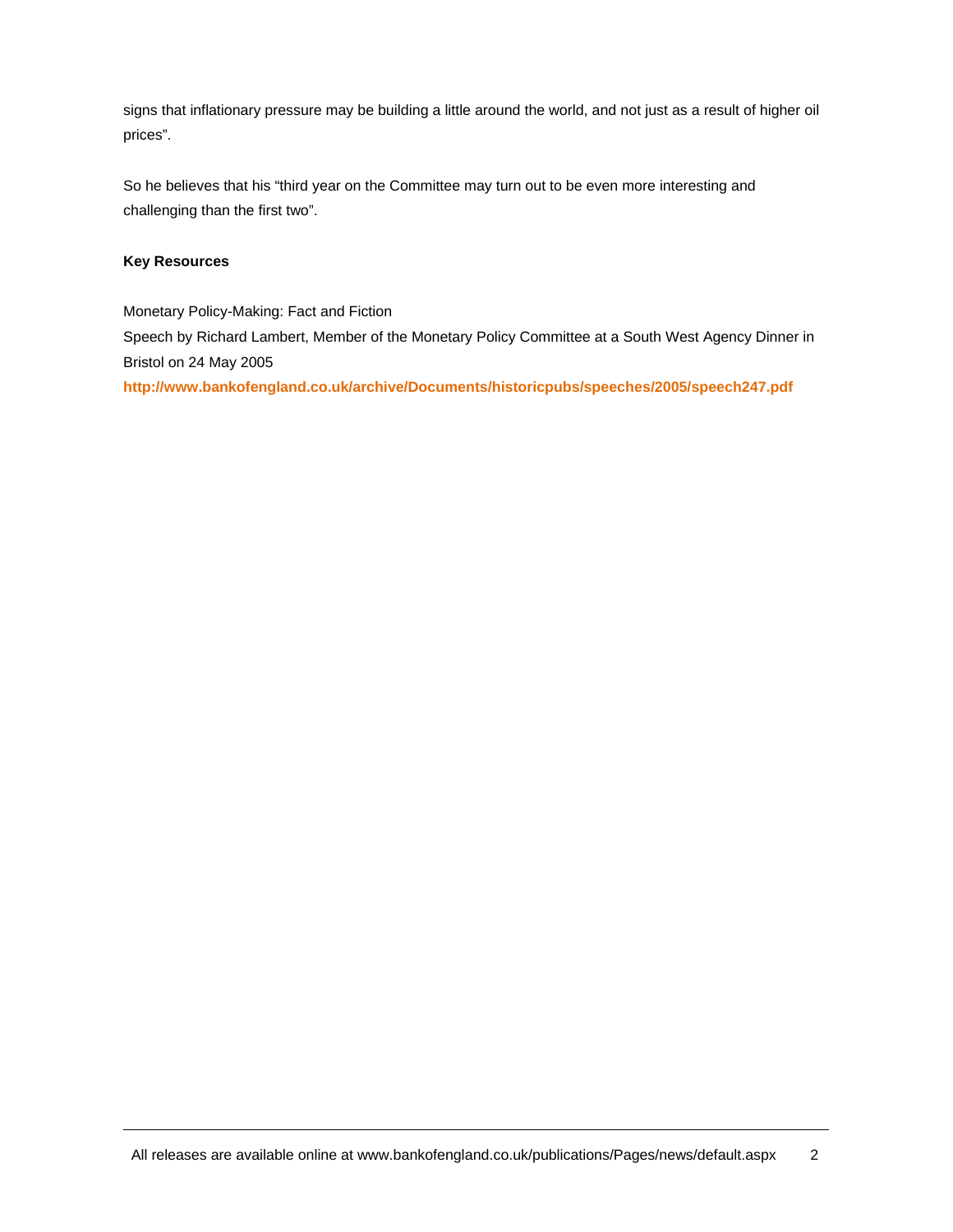signs that inflationary pressure may be building a little around the world, and not just as a result of higher oil prices".

So he believes that his "third year on the Committee may turn out to be even more interesting and challenging than the first two".

**Key Resources**

Monetary Policy-Making: Fact and Fiction
Speech by Richard Lambert, Member of the Monetary Policy Committee at a South West Agency Dinner in Bristol on 24 May 2005
**http://www.bankofengland.co.uk/archive/Documents/historicpubs/speeches/2005/speech247.pdf**